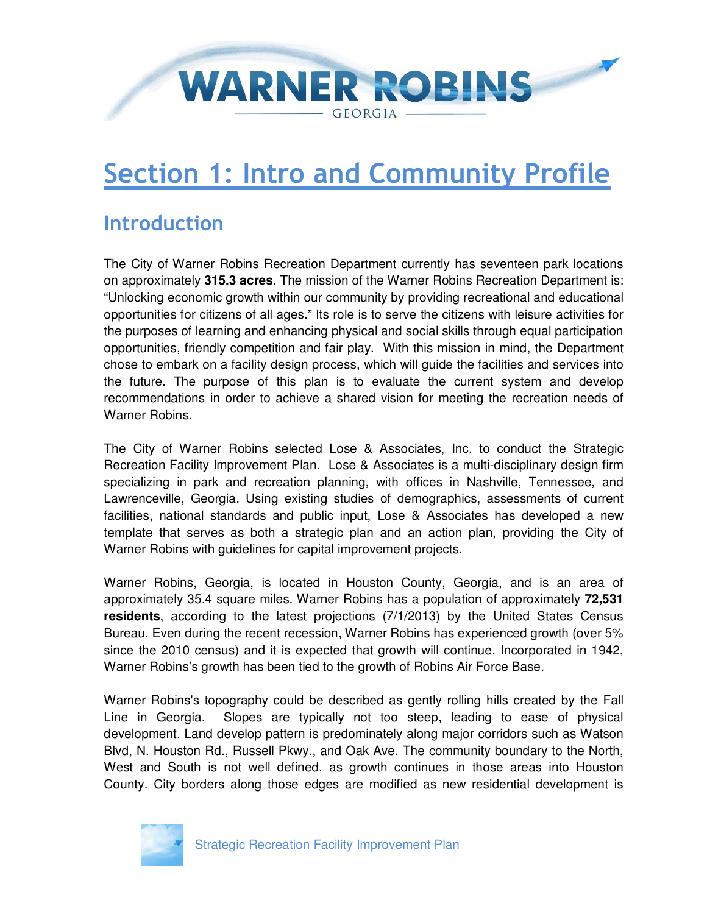# Section 1: Intro and Community Profile

## Introduction

The City of Warner Robins Recreation Department currently has seventeen park locations on approximately **315.3 acres**. The mission of the Warner Robins Recreation Department is: "Unlocking economic growth within our community by providing recreational and educational opportunities for citizens of all ages." Its role is to serve the citizens with leisure activities for the purposes of learning and enhancing physical and social skills through equal participation opportunities, friendly competition and fair play. With this mission in mind, the Department chose to embark on a facility design process, which will guide the facilities and services into the future. The purpose of this plan is to evaluate the current system and develop recommendations in order to achieve a shared vision for meeting the recreation needs of Warner Robins.

The City of Warner Robins selected Lose & Associates, Inc. to conduct the Strategic Recreation Facility Improvement Plan. Lose & Associates is a multi-disciplinary design firm specializing in park and recreation planning, with offices in Nashville, Tennessee, and Lawrenceville, Georgia. Using existing studies of demographics, assessments of current facilities, national standards and public input, Lose & Associates has developed a new template that serves as both a strategic plan and an action plan, providing the City of Warner Robins with guidelines for capital improvement projects.

Warner Robins, Georgia, is located in Houston County, Georgia, and is an area of approximately 35.4 square miles. Warner Robins has a population of approximately **72,531 residents**, according to the latest projections (7/1/2013) by the United States Census Bureau. Even during the recent recession, Warner Robins has experienced growth (over 5% since the 2010 census) and it is expected that growth will continue. Incorporated in 1942, Warner Robins's growth has been tied to the growth of Robins Air Force Base.

Warner Robins's topography could be described as gently rolling hills created by the Fall Line in Georgia. Slopes are typically not too steep, leading to ease of physical development. Land develop pattern is predominately along major corridors such as Watson Blvd, N. Houston Rd., Russell Pkwy., and Oak Ave. The community boundary to the North, West and South is not well defined, as growth continues in those areas into Houston County. City borders along those edges are modified as new residential development is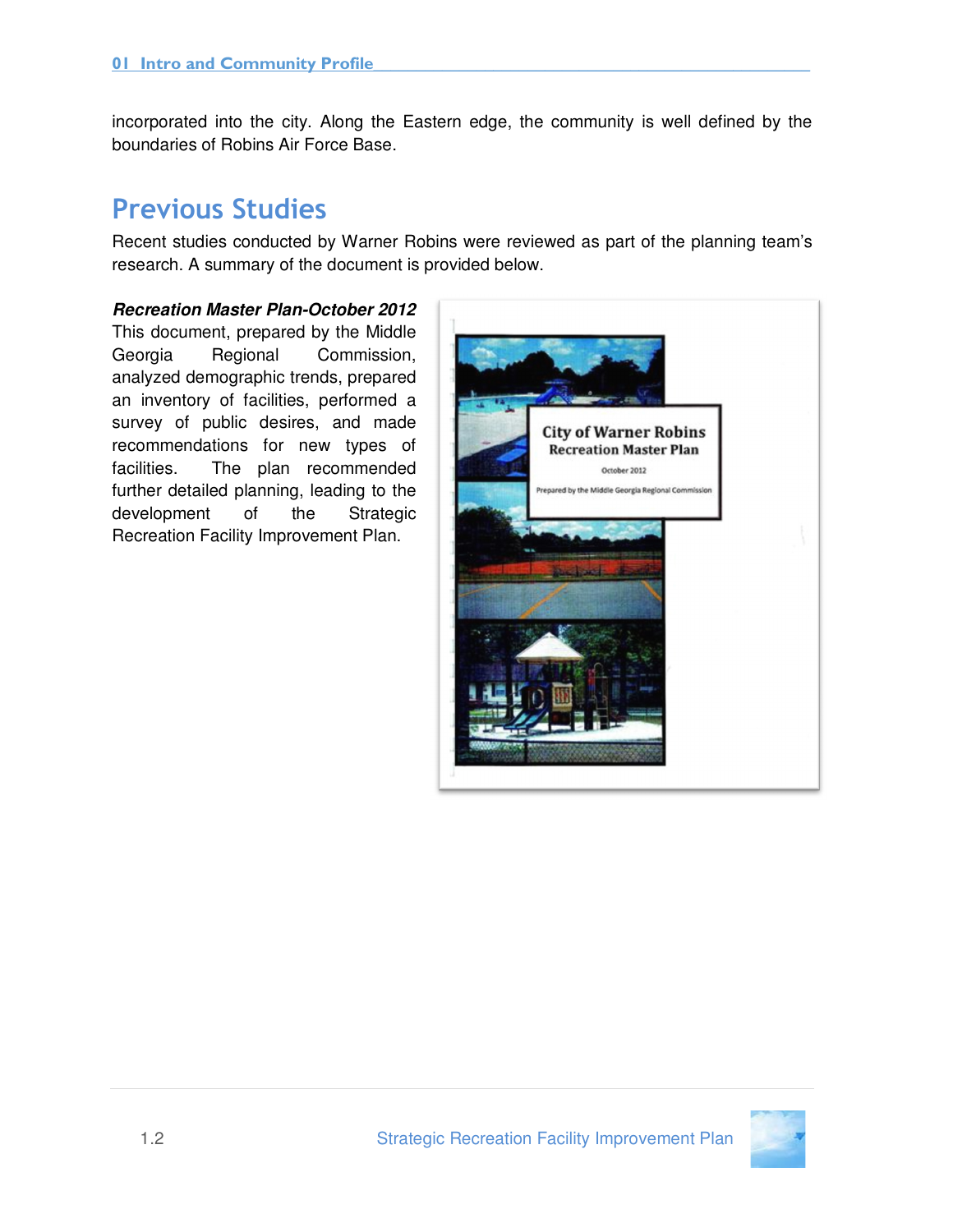incorporated into the city. Along the Eastern edge, the community is well defined by the boundaries of Robins Air Force Base.

## Previous Studies

Recent studies conducted by Warner Robins were reviewed as part of the planning team's research. A summary of the document is provided below.

***Recreation Master Plan-October 2012***

This document, prepared by the Middle Georgia Regional Commission, analyzed demographic trends, prepared an inventory of facilities, performed a survey of public desires, and made recommendations for new types of facilities. The plan recommended further detailed planning, leading to the development of the Strategic Recreation Facility Improvement Plan.

City of Warner Robins
Recreation Master Plan
October 2012
Prepared by the Middle Georgia Regional Commission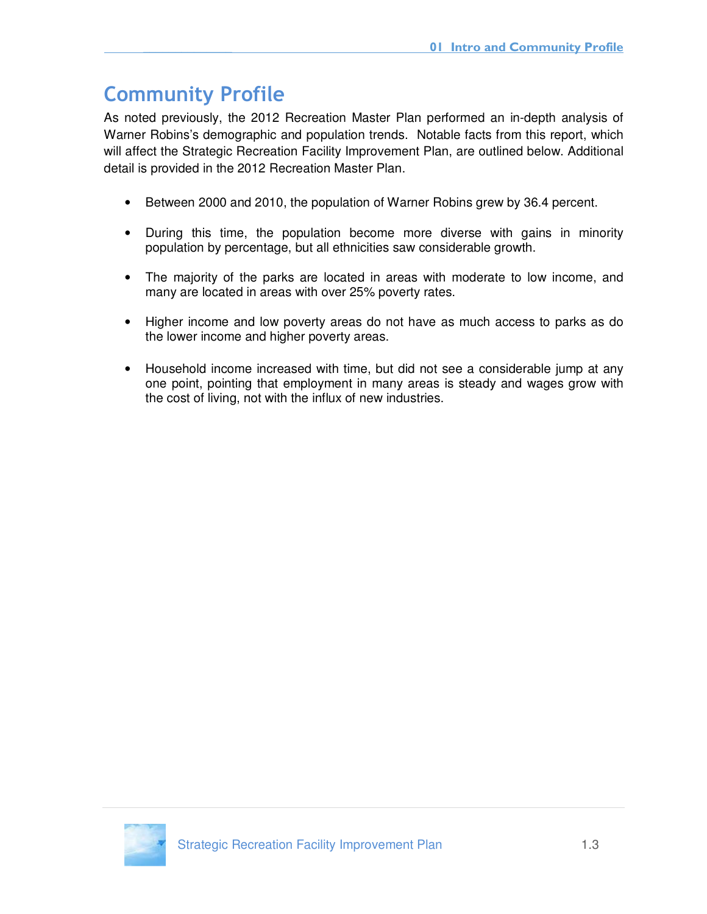## Community Profile

As noted previously, the 2012 Recreation Master Plan performed an in-depth analysis of Warner Robins's demographic and population trends. Notable facts from this report, which will affect the Strategic Recreation Facility Improvement Plan, are outlined below. Additional detail is provided in the 2012 Recreation Master Plan.

- Between 2000 and 2010, the population of Warner Robins grew by 36.4 percent.
- During this time, the population become more diverse with gains in minority population by percentage, but all ethnicities saw considerable growth.
- The majority of the parks are located in areas with moderate to low income, and many are located in areas with over 25% poverty rates.
- Higher income and low poverty areas do not have as much access to parks as do the lower income and higher poverty areas.
- Household income increased with time, but did not see a considerable jump at any one point, pointing that employment in many areas is steady and wages grow with the cost of living, not with the influx of new industries.